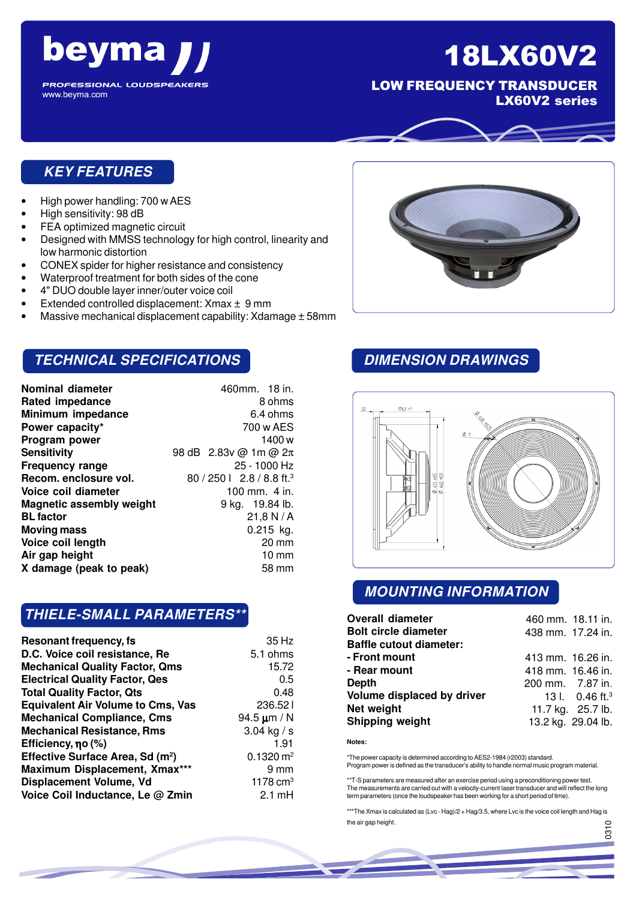# beyma

PROFESSIONAL LOUDSPEAKERS
www.beyma.com

# 18LX60V2

**LOW FREQUENCY TRANSDUCER**
**LX60V2 series**

## KEY FEATURES

- High power handling: 700 w AES
- High sensitivity: 98 dB
- FEA optimized magnetic circuit
- Designed with MMSS technology for high control, linearity and low harmonic distortion
- CONEX spider for higher resistance and consistency
- Waterproof treatment for both sides of the cone
- 4" DUO double layer inner/outer voice coil
- Extended controlled displacement: Xmax ± 9 mm
- Massive mechanical displacement capability: Xdamage ± 58mm

## TECHNICAL SPECIFICATIONS

| | |
|---|---|
| **Nominal diameter** | 460mm. 18 in. |
| **Rated impedance** | 8 ohms |
| **Minimum impedance** | 6.4 ohms |
| **Power capacity*** | 700 w AES |
| **Program power** | 1400 w |
| **Sensitivity** | 98 dB 2.83v @ 1m @ 2π |
| **Frequency range** | 25 - 1000 Hz |
| **Recom. enclosure vol.** | 80 / 250 l 2.8 / 8.8 ft.$^3$ |
| **Voice coil diameter** | 100 mm. 4 in. |
| **Magnetic assembly weight** | 9 kg. 19.84 lb. |
| **BL factor** | 21,8 N / A |
| **Moving mass** | 0.215 kg. |
| **Voice coil length** | 20 mm |
| **Air gap height** | 10 mm |
| **X damage (peak to peak)** | 58 mm |

## THIELE-SMALL PARAMETERS**

| | |
|---|---|
| **Resonant frequency, fs** | 35 Hz |
| **D.C. Voice coil resistance, Re** | 5.1 ohms |
| **Mechanical Quality Factor, Qms** | 15.72 |
| **Electrical Quality Factor, Qes** | 0.5 |
| **Total Quality Factor, Qts** | 0.48 |
| **Equivalent Air Volume to Cms, Vas** | 236.52 l |
| **Mechanical Compliance, Cms** | 94.5 µm / N |
| **Mechanical Resistance, Rms** | 3.04 kg / s |
| **Efficiency, ηo (%)** | 1.91 |
| **Effective Surface Area, Sd (m$^2$)** | 0.1320 m$^2$ |
| **Maximum Displacement, Xmax*** ** | 9 mm |
| **Displacement Volume, Vd** | 1178 cm$^3$ |
| **Voice Coil Inductance, Le @ Zmin** | 2.1 mH |

## DIMENSION DRAWINGS

## MOUNTING INFORMATION

| | |
|---|---|
| **Overall diameter** | 460 mm. 18.11 in. |
| **Bolt circle diameter** | 438 mm. 17.24 in. |
| **Baffle cutout diameter:** | |
| **- Front mount** | 413 mm. 16.26 in. |
| **- Rear mount** | 418 mm. 16.46 in. |
| **Depth** | 200 mm. 7.87 in. |
| **Volume displaced by driver** | 13 l. 0.46 ft.$^3$ |
| **Net weight** | 11.7 kg. 25.7 lb. |
| **Shipping weight** | 13.2 kg. 29.04 lb. |

**Notes:**

*The power capacity is determined according to AES2-1984 (r2003) standard.
Program power is defined as the transducer's ability to handle normal music program material.

**T-S parameters are measured after an exercise period using a preconditioning power test.
The measurements are carried out with a velocity-current laser transducer and will reflect the long term parameters (once the loudspeaker has been working for a short period of time).

***The Xmax is calculated as (Lvc - Hag)/2 + Hag/3.5, where Lvc is the voice coil length and Hag is the air gap height.

0310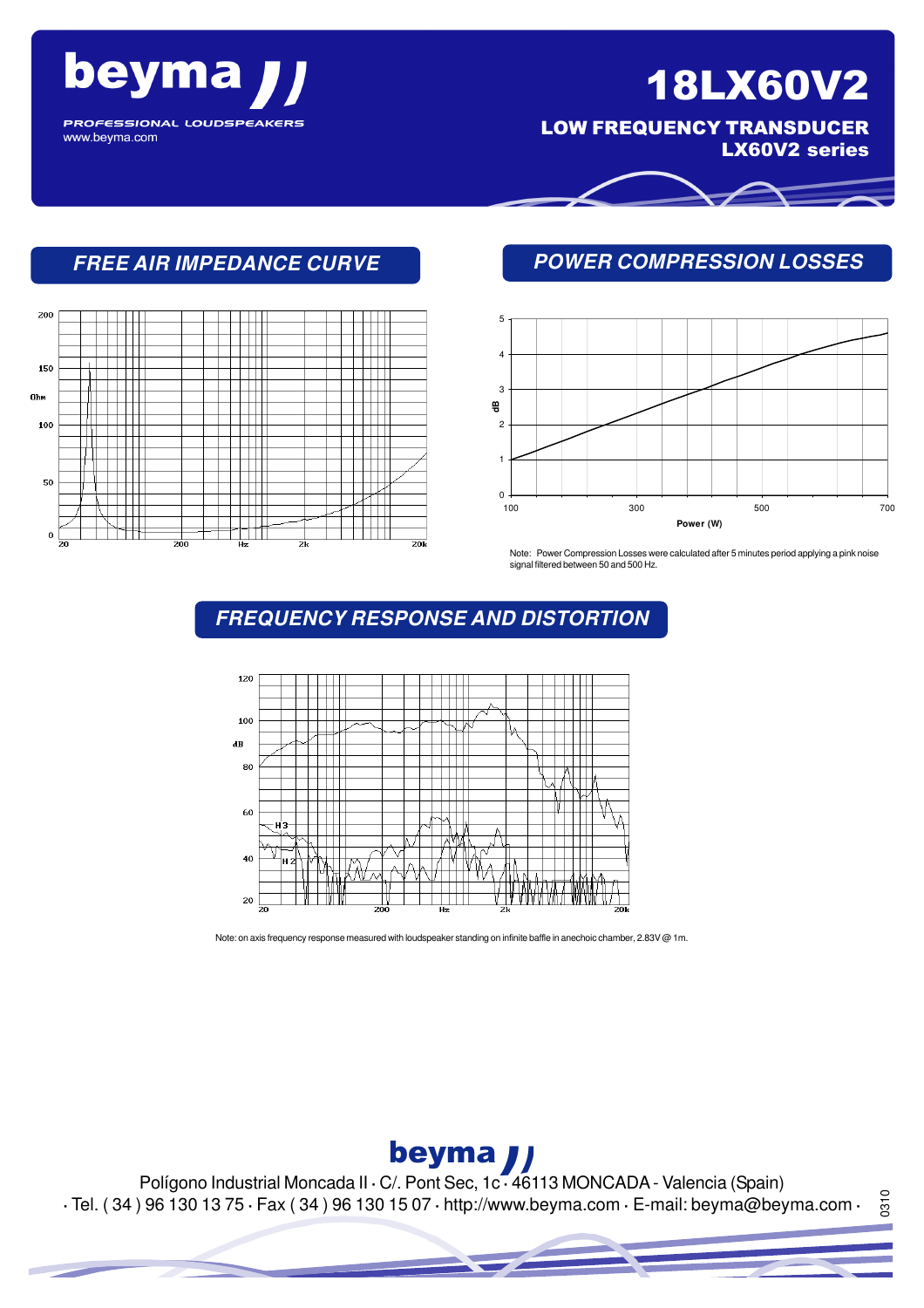# 18LX60V2

**LOW FREQUENCY TRANSDUCER**
**LX60V2 series**

beyma
PROFESSIONAL LOUDSPEAKERS
www.beyma.com

## FREE AIR IMPEDANCE CURVE

200
150
Ohm
100
50
0
20
200
Hz
2k
20k

## POWER COMPRESSION LOSSES

5
4
3
dB
2
1
0
100
300
500
700
Power (W)

Note: Power Compression Losses were calculated after 5 minutes period applying a pink noise signal filtered between 50 and 500 Hz.

## FREQUENCY RESPONSE AND DISTORTION

120
100
dB
80
60
H3
40
H2
20
20
200
Hz
2k
20k

Note: on axis frequency response measured with loudspeaker standing on infinite baffle in anechoic chamber, 2.83V @ 1m.

beyma

Polígono Industrial Moncada II · C/. Pont Sec, 1c · 46113 MONCADA - Valencia (Spain)
· Tel. ( 34 ) 96 130 13 75 · Fax ( 34 ) 96 130 15 07 · http://www.beyma.com · E-mail: beyma@beyma.com ·

0310